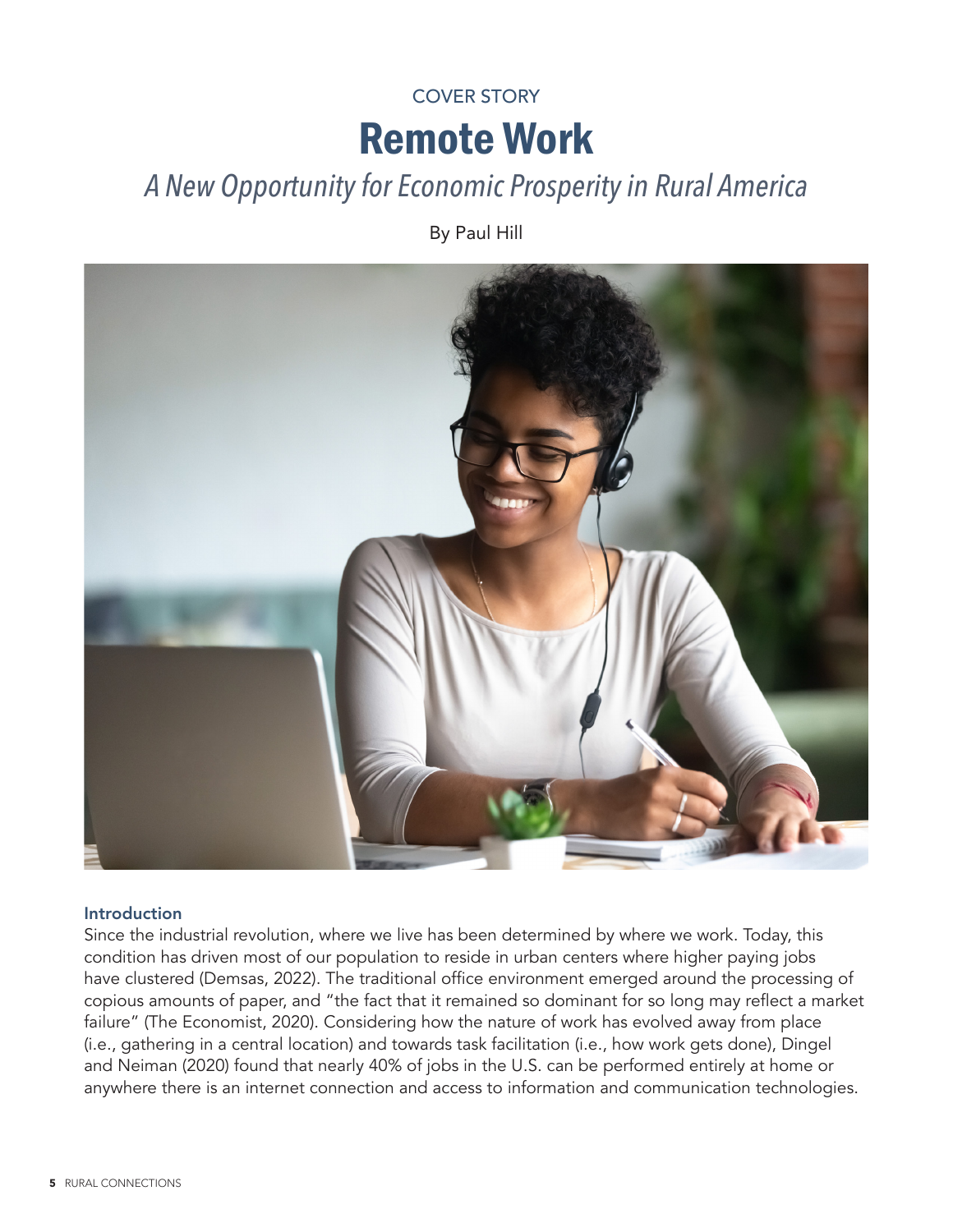COVER STORY

# Remote Work

## *A New Opportunity for Economic Prosperity in Rural America*

By Paul Hill

### Introduction

Since the industrial revolution, where we live has been determined by where we work. Today, this condition has driven most of our population to reside in urban centers where higher paying jobs have clustered (Demsas, 2022). The traditional office environment emerged around the processing of copious amounts of paper, and "the fact that it remained so dominant for so long may reflect a market failure" (The Economist, 2020). Considering how the nature of work has evolved away from place (i.e., gathering in a central location) and towards task facilitation (i.e., how work gets done), Dingel and Neiman (2020) found that nearly 40% of jobs in the U.S. can be performed entirely at home or anywhere there is an internet connection and access to information and communication technologies.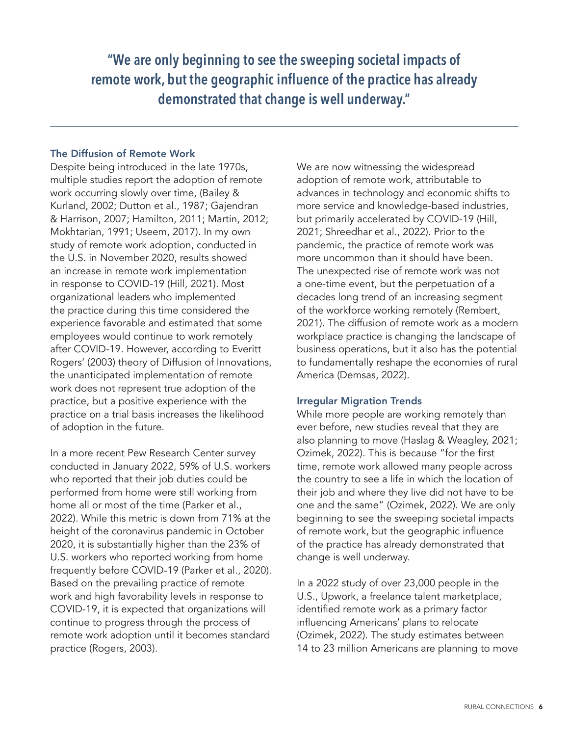> **"We are only beginning to see the sweeping societal impacts of remote work, but the geographic influence of the practice has already demonstrated that change is well underway."**

### The Diffusion of Remote Work

Despite being introduced in the late 1970s, multiple studies report the adoption of remote work occurring slowly over time, (Bailey & Kurland, 2002; Dutton et al., 1987; Gajendran & Harrison, 2007; Hamilton, 2011; Martin, 2012; Mokhtarian, 1991; Useem, 2017). In my own study of remote work adoption, conducted in the U.S. in November 2020, results showed an increase in remote work implementation in response to COVID-19 (Hill, 2021). Most organizational leaders who implemented the practice during this time considered the experience favorable and estimated that some employees would continue to work remotely after COVID-19. However, according to Everitt Rogers' (2003) theory of Diffusion of Innovations, the unanticipated implementation of remote work does not represent true adoption of the practice, but a positive experience with the practice on a trial basis increases the likelihood of adoption in the future.

In a more recent Pew Research Center survey conducted in January 2022, 59% of U.S. workers who reported that their job duties could be performed from home were still working from home all or most of the time (Parker et al., 2022). While this metric is down from 71% at the height of the coronavirus pandemic in October 2020, it is substantially higher than the 23% of U.S. workers who reported working from home frequently before COVID-19 (Parker et al., 2020). Based on the prevailing practice of remote work and high favorability levels in response to COVID-19, it is expected that organizations will continue to progress through the process of remote work adoption until it becomes standard practice (Rogers, 2003).

We are now witnessing the widespread adoption of remote work, attributable to advances in technology and economic shifts to more service and knowledge-based industries, but primarily accelerated by COVID-19 (Hill, 2021; Shreedhar et al., 2022). Prior to the pandemic, the practice of remote work was more uncommon than it should have been. The unexpected rise of remote work was not a one-time event, but the perpetuation of a decades long trend of an increasing segment of the workforce working remotely (Rembert, 2021). The diffusion of remote work as a modern workplace practice is changing the landscape of business operations, but it also has the potential to fundamentally reshape the economies of rural America (Demsas, 2022).

### Irregular Migration Trends

While more people are working remotely than ever before, new studies reveal that they are also planning to move (Haslag & Weagley, 2021; Ozimek, 2022). This is because "for the first time, remote work allowed many people across the country to see a life in which the location of their job and where they live did not have to be one and the same" (Ozimek, 2022). We are only beginning to see the sweeping societal impacts of remote work, but the geographic influence of the practice has already demonstrated that change is well underway.

In a 2022 study of over 23,000 people in the U.S., Upwork, a freelance talent marketplace, identified remote work as a primary factor influencing Americans' plans to relocate (Ozimek, 2022). The study estimates between 14 to 23 million Americans are planning to move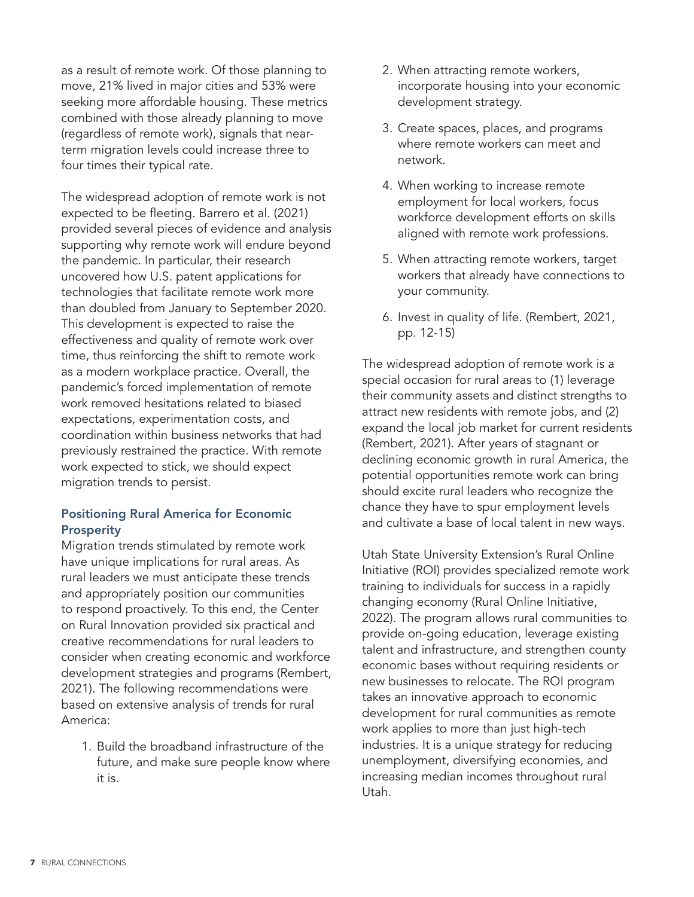as a result of remote work. Of those planning to move, 21% lived in major cities and 53% were seeking more affordable housing. These metrics combined with those already planning to move (regardless of remote work), signals that near-term migration levels could increase three to four times their typical rate.

The widespread adoption of remote work is not expected to be fleeting. Barrero et al. (2021) provided several pieces of evidence and analysis supporting why remote work will endure beyond the pandemic. In particular, their research uncovered how U.S. patent applications for technologies that facilitate remote work more than doubled from January to September 2020. This development is expected to raise the effectiveness and quality of remote work over time, thus reinforcing the shift to remote work as a modern workplace practice. Overall, the pandemic's forced implementation of remote work removed hesitations related to biased expectations, experimentation costs, and coordination within business networks that had previously restrained the practice. With remote work expected to stick, we should expect migration trends to persist.

### Positioning Rural America for Economic Prosperity

Migration trends stimulated by remote work have unique implications for rural areas. As rural leaders we must anticipate these trends and appropriately position our communities to respond proactively. To this end, the Center on Rural Innovation provided six practical and creative recommendations for rural leaders to consider when creating economic and workforce development strategies and programs (Rembert, 2021). The following recommendations were based on extensive analysis of trends for rural America:

1. Build the broadband infrastructure of the future, and make sure people know where it is.
2. When attracting remote workers, incorporate housing into your economic development strategy.
3. Create spaces, places, and programs where remote workers can meet and network.
4. When working to increase remote employment for local workers, focus workforce development efforts on skills aligned with remote work professions.
5. When attracting remote workers, target workers that already have connections to your community.
6. Invest in quality of life. (Rembert, 2021, pp. 12-15)

The widespread adoption of remote work is a special occasion for rural areas to (1) leverage their community assets and distinct strengths to attract new residents with remote jobs, and (2) expand the local job market for current residents (Rembert, 2021). After years of stagnant or declining economic growth in rural America, the potential opportunities remote work can bring should excite rural leaders who recognize the chance they have to spur employment levels and cultivate a base of local talent in new ways.

Utah State University Extension's Rural Online Initiative (ROI) provides specialized remote work training to individuals for success in a rapidly changing economy (Rural Online Initiative, 2022). The program allows rural communities to provide on-going education, leverage existing talent and infrastructure, and strengthen county economic bases without requiring residents or new businesses to relocate. The ROI program takes an innovative approach to economic development for rural communities as remote work applies to more than just high-tech industries. It is a unique strategy for reducing unemployment, diversifying economies, and increasing median incomes throughout rural Utah.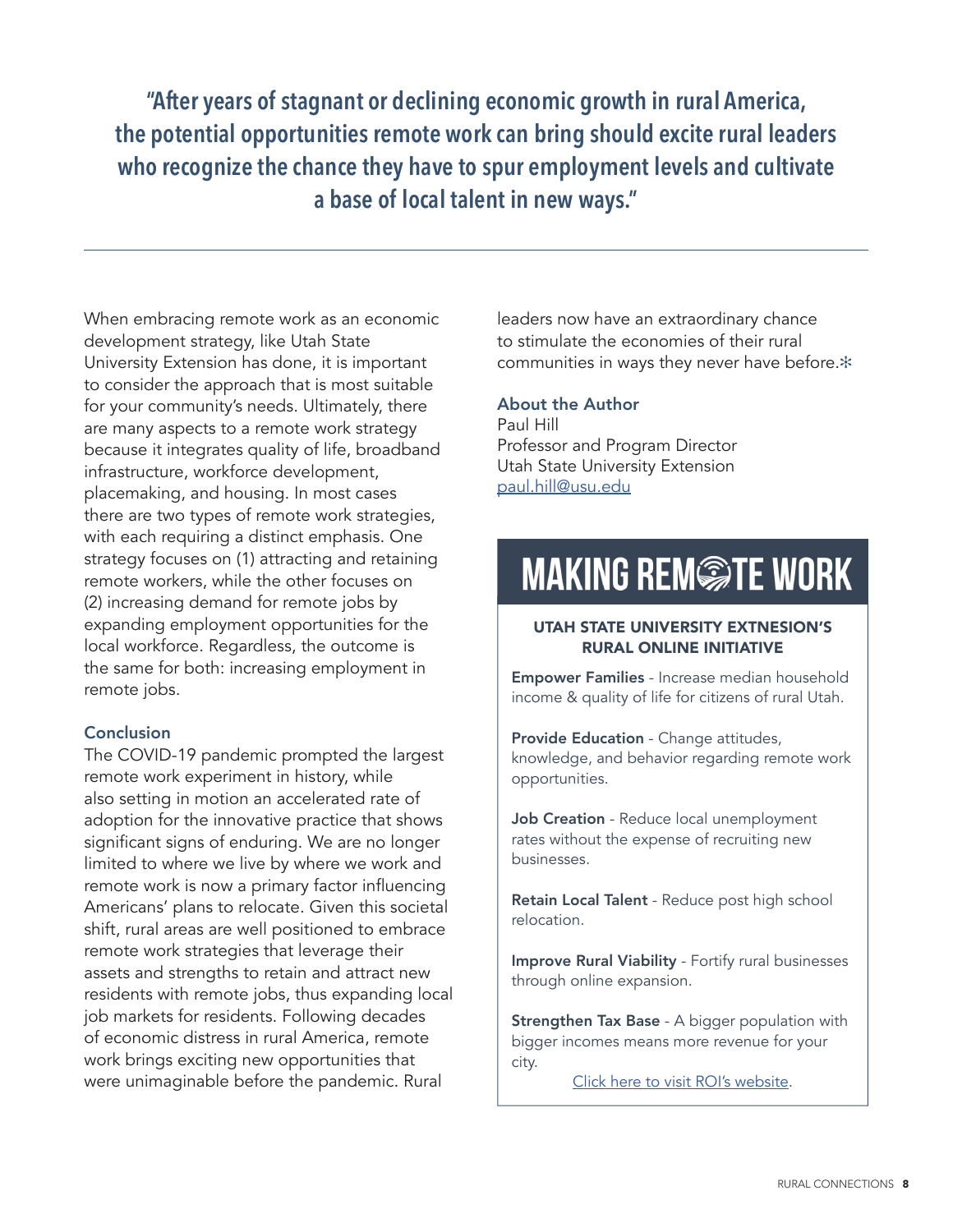**"After years of stagnant or declining economic growth in rural America, the potential opportunities remote work can bring should excite rural leaders who recognize the chance they have to spur employment levels and cultivate a base of local talent in new ways."**

---

When embracing remote work as an economic development strategy, like Utah State University Extension has done, it is important to consider the approach that is most suitable for your community's needs. Ultimately, there are many aspects to a remote work strategy because it integrates quality of life, broadband infrastructure, workforce development, placemaking, and housing. In most cases there are two types of remote work strategies, with each requiring a distinct emphasis. One strategy focuses on (1) attracting and retaining remote workers, while the other focuses on (2) increasing demand for remote jobs by expanding employment opportunities for the local workforce. Regardless, the outcome is the same for both: increasing employment in remote jobs.

### Conclusion

The COVID-19 pandemic prompted the largest remote work experiment in history, while also setting in motion an accelerated rate of adoption for the innovative practice that shows significant signs of enduring. We are no longer limited to where we live by where we work and remote work is now a primary factor influencing Americans' plans to relocate. Given this societal shift, rural areas are well positioned to embrace remote work strategies that leverage their assets and strengths to retain and attract new residents with remote jobs, thus expanding local job markets for residents. Following decades of economic distress in rural America, remote work brings exciting new opportunities that were unimaginable before the pandemic. Rural leaders now have an extraordinary chance to stimulate the economies of their rural communities in ways they never have before.❋

### About the Author

Paul Hill
Professor and Program Director
Utah State University Extension
paul.hill@usu.edu

## MAKING REMOTE WORK

### UTAH STATE UNIVERSITY EXTNESION'S RURAL ONLINE INITIATIVE

**Empower Families** - Increase median household income & quality of life for citizens of rural Utah.

**Provide Education** - Change attitudes, knowledge, and behavior regarding remote work opportunities.

**Job Creation** - Reduce local unemployment rates without the expense of recruiting new businesses.

**Retain Local Talent** - Reduce post high school relocation.

**Improve Rural Viability** - Fortify rural businesses through online expansion.

**Strengthen Tax Base** - A bigger population with bigger incomes means more revenue for your city.

Click here to visit ROI's website.